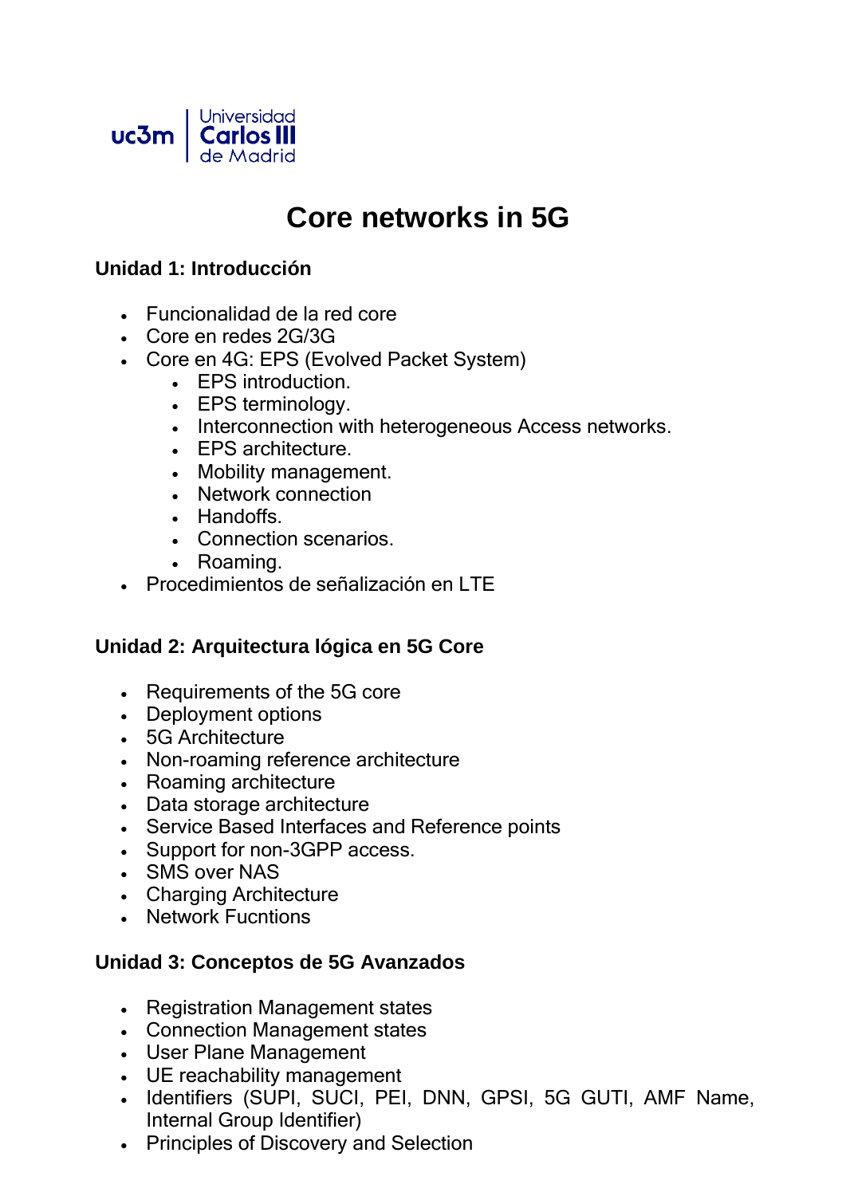# Core networks in 5G

### Unidad 1: Introducción

- Funcionalidad de la red core
- Core en redes 2G/3G
- Core en 4G: EPS (Evolved Packet System)
  - EPS introduction.
  - EPS terminology.
  - Interconnection with heterogeneous Access networks.
  - EPS architecture.
  - Mobility management.
  - Network connection
  - Handoffs.
  - Connection scenarios.
  - Roaming.
- Procedimientos de señalización en LTE

### Unidad 2: Arquitectura lógica en 5G Core

- Requirements of the 5G core
- Deployment options
- 5G Architecture
- Non-roaming reference architecture
- Roaming architecture
- Data storage architecture
- Service Based Interfaces and Reference points
- Support for non-3GPP access.
- SMS over NAS
- Charging Architecture
- Network Fucntions

### Unidad 3: Conceptos de 5G Avanzados

- Registration Management states
- Connection Management states
- User Plane Management
- UE reachability management
- Identifiers (SUPI, SUCI, PEI, DNN, GPSI, 5G GUTI, AMF Name, Internal Group Identifier)
- Principles of Discovery and Selection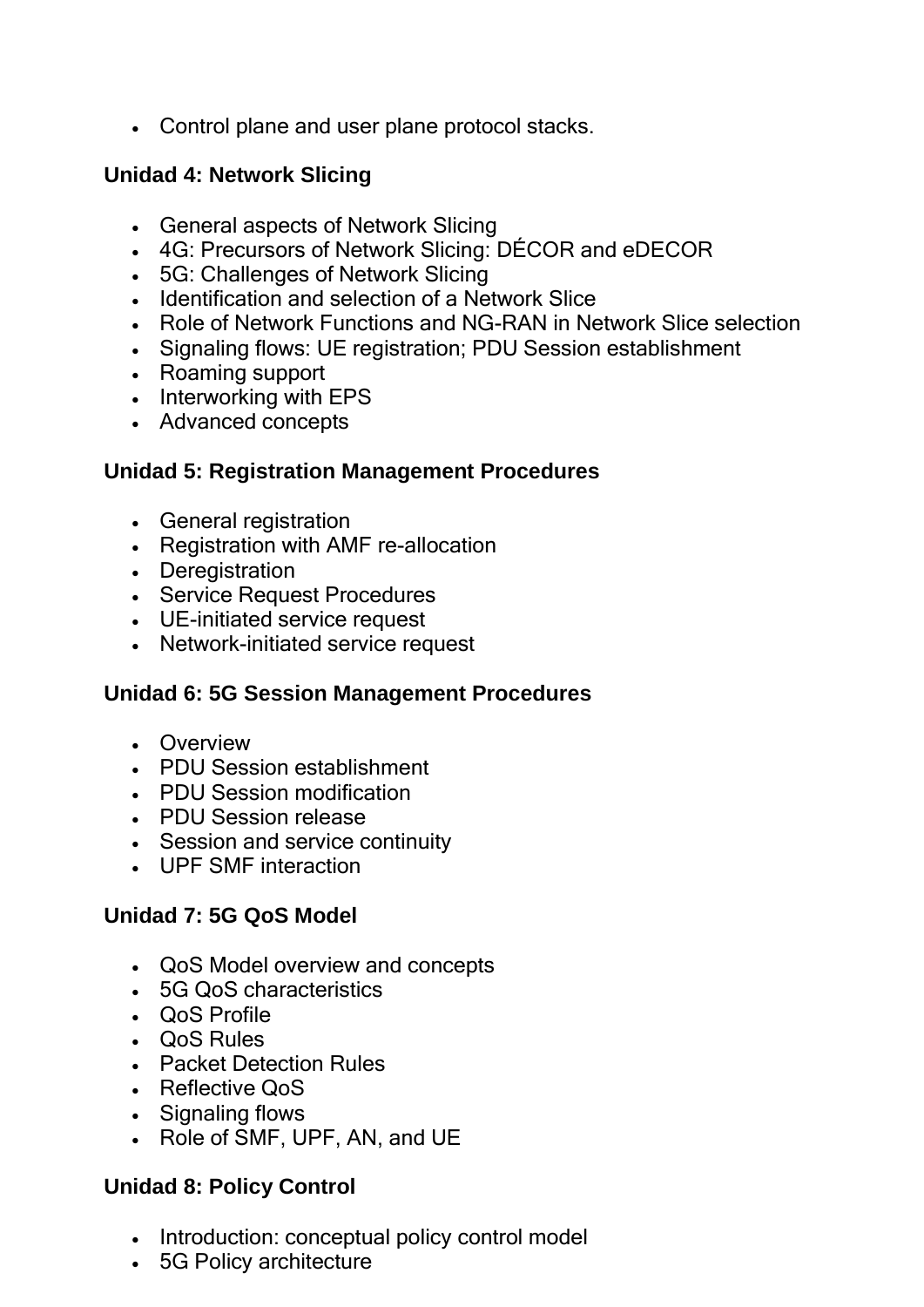- Control plane and user plane protocol stacks.

### Unidad 4: Network Slicing

- General aspects of Network Slicing
- 4G: Precursors of Network Slicing: DÉCOR and eDECOR
- 5G: Challenges of Network Slicing
- Identification and selection of a Network Slice
- Role of Network Functions and NG-RAN in Network Slice selection
- Signaling flows: UE registration; PDU Session establishment
- Roaming support
- Interworking with EPS
- Advanced concepts

### Unidad 5: Registration Management Procedures

- General registration
- Registration with AMF re-allocation
- Deregistration
- Service Request Procedures
- UE-initiated service request
- Network-initiated service request

### Unidad 6: 5G Session Management Procedures

- Overview
- PDU Session establishment
- PDU Session modification
- PDU Session release
- Session and service continuity
- UPF SMF interaction

### Unidad 7: 5G QoS Model

- QoS Model overview and concepts
- 5G QoS characteristics
- QoS Profile
- QoS Rules
- Packet Detection Rules
- Reflective QoS
- Signaling flows
- Role of SMF, UPF, AN, and UE

### Unidad 8: Policy Control

- Introduction: conceptual policy control model
- 5G Policy architecture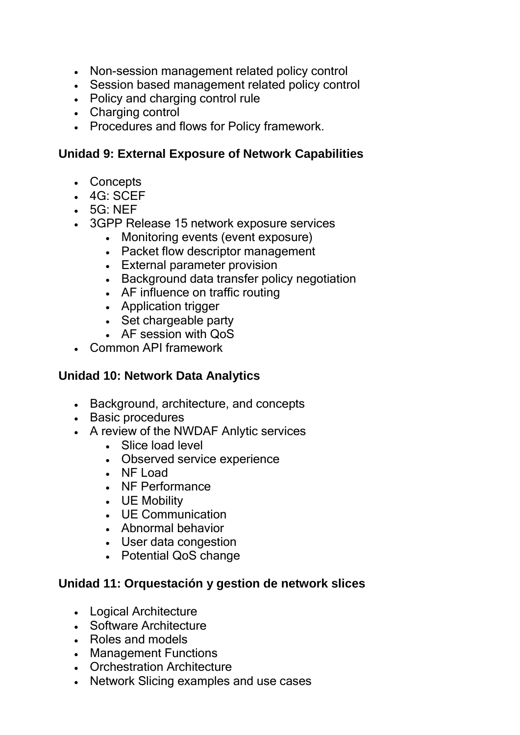- Non-session management related policy control
- Session based management related policy control
- Policy and charging control rule
- Charging control
- Procedures and flows for Policy framework.

### Unidad 9: External Exposure of Network Capabilities

- Concepts
- 4G: SCEF
- 5G: NEF
- 3GPP Release 15 network exposure services
  - Monitoring events (event exposure)
  - Packet flow descriptor management
  - External parameter provision
  - Background data transfer policy negotiation
  - AF influence on traffic routing
  - Application trigger
  - Set chargeable party
  - AF session with QoS
- Common API framework

### Unidad 10: Network Data Analytics

- Background, architecture, and concepts
- Basic procedures
- A review of the NWDAF Anlytic services
  - Slice load level
  - Observed service experience
  - NF Load
  - NF Performance
  - UE Mobility
  - UE Communication
  - Abnormal behavior
  - User data congestion
  - Potential QoS change

### Unidad 11: Orquestación y gestion de network slices

- Logical Architecture
- Software Architecture
- Roles and models
- Management Functions
- Orchestration Architecture
- Network Slicing examples and use cases